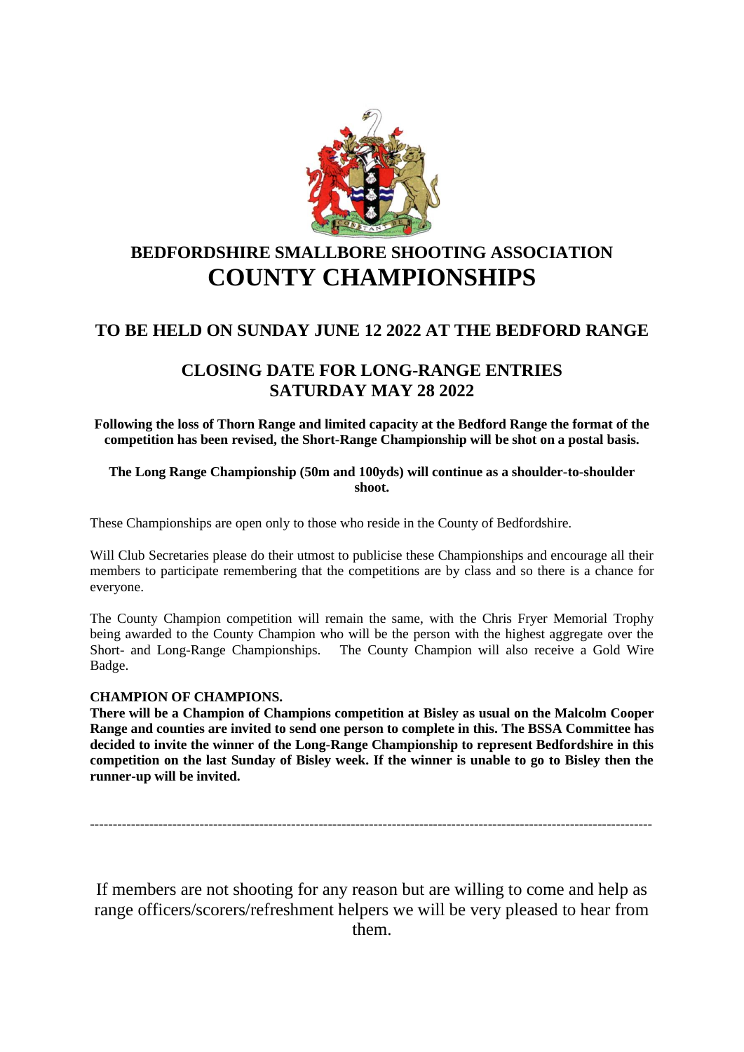# BEDFORDSHIRE SMALLBORE SHOOTING ASSOCIATION

# COUNTY CHAMPIONSHIPS

## TO BE HELD ON SUNDAY JUNE 12 2022 AT THE BEDFORD RANGE

## CLOSING DATE FOR LONG-RANGE ENTRIES
## SATURDAY MAY 28 2022

**Following the loss of Thorn Range and limited capacity at the Bedford Range the format of the competition has been revised, the Short-Range Championship will be shot on a postal basis.**

**The Long Range Championship (50m and 100yds) will continue as a shoulder-to-shoulder shoot.**

These Championships are open only to those who reside in the County of Bedfordshire.

Will Club Secretaries please do their utmost to publicise these Championships and encourage all their members to participate remembering that the competitions are by class and so there is a chance for everyone.

The County Champion competition will remain the same, with the Chris Fryer Memorial Trophy being awarded to the County Champion who will be the person with the highest aggregate over the Short- and Long-Range Championships. The County Champion will also receive a Gold Wire Badge.

**CHAMPION OF CHAMPIONS.**

**There will be a Champion of Champions competition at Bisley as usual on the Malcolm Cooper Range and counties are invited to send one person to complete in this. The BSSA Committee has decided to invite the winner of the Long-Range Championship to represent Bedfordshire in this competition on the last Sunday of Bisley week. If the winner is unable to go to Bisley then the runner-up will be invited.**

---

If members are not shooting for any reason but are willing to come and help as range officers/scorers/refreshment helpers we will be very pleased to hear from them.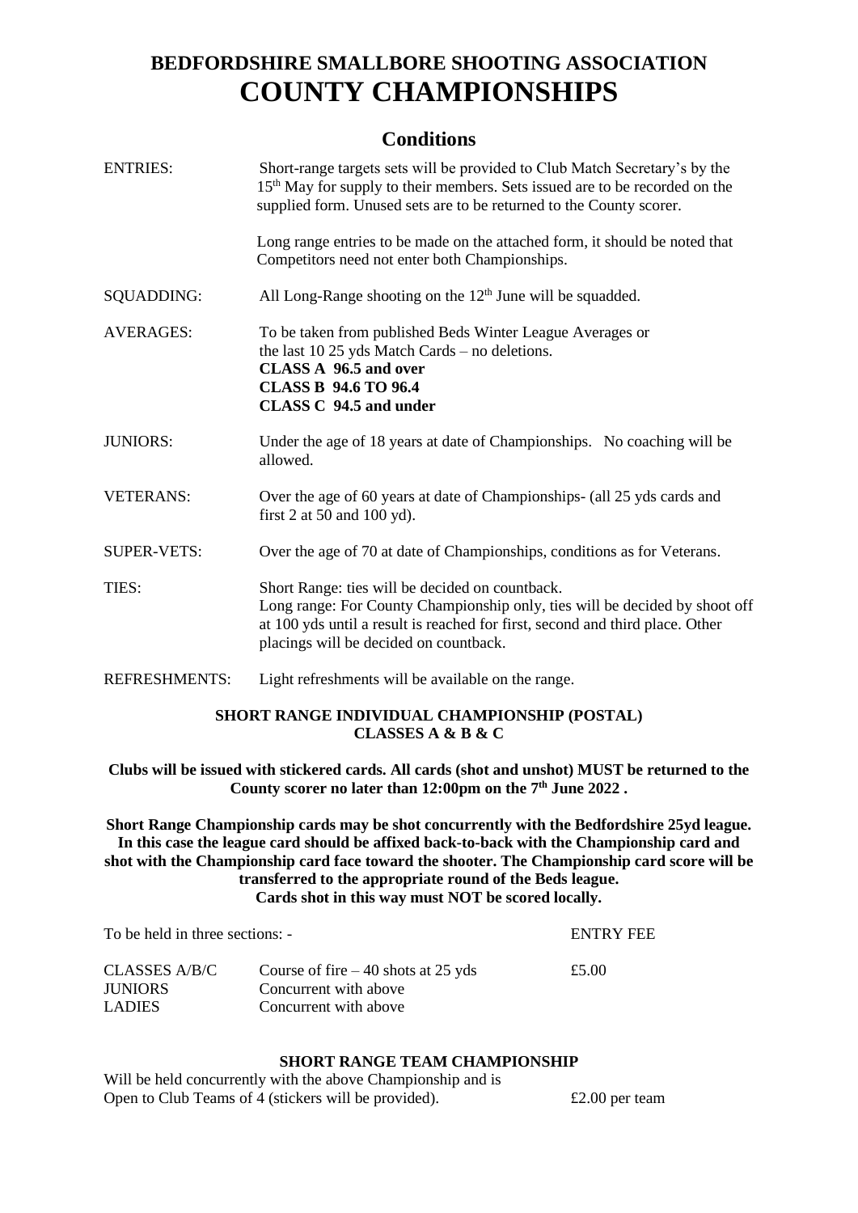# BEDFORDSHIRE SMALLBORE SHOOTING ASSOCIATION
# COUNTY CHAMPIONSHIPS

## Conditions

| | |
|---|---|
| ENTRIES: | Short-range targets sets will be provided to Club Match Secretary's by the 15th May for supply to their members. Sets issued are to be recorded on the supplied form. Unused sets are to be returned to the County scorer.<br><br>Long range entries to be made on the attached form, it should be noted that Competitors need not enter both Championships. |
| SQUADDING: | All Long-Range shooting on the 12th June will be squadded. |
| AVERAGES: | To be taken from published Beds Winter League Averages or the last 10 25 yds Match Cards – no deletions.<br>**CLASS A 96.5 and over**<br>**CLASS B 94.6 TO 96.4**<br>**CLASS C 94.5 and under** |
| JUNIORS: | Under the age of 18 years at date of Championships. No coaching will be allowed. |
| VETERANS: | Over the age of 60 years at date of Championships- (all 25 yds cards and first 2 at 50 and 100 yd). |
| SUPER-VETS: | Over the age of 70 at date of Championships, conditions as for Veterans. |
| TIES: | Short Range: ties will be decided on countback.<br>Long range: For County Championship only, ties will be decided by shoot off at 100 yds until a result is reached for first, second and third place. Other placings will be decided on countback. |
| REFRESHMENTS: | Light refreshments will be available on the range. |

**SHORT RANGE INDIVIDUAL CHAMPIONSHIP (POSTAL)**
**CLASSES A & B & C**

**Clubs will be issued with stickered cards. All cards (shot and unshot) MUST be returned to the County scorer no later than 12:00pm on the 7th June 2022 .**

**Short Range Championship cards may be shot concurrently with the Bedfordshire 25yd league. In this case the league card should be affixed back-to-back with the Championship card and shot with the Championship card face toward the shooter. The Championship card score will be transferred to the appropriate round of the Beds league.**
**Cards shot in this way must NOT be scored locally.**

| To be held in three sections: - | | ENTRY FEE |
|---|---|---|
| CLASSES A/B/C | Course of fire – 40 shots at 25 yds | £5.00 |
| JUNIORS | Concurrent with above | |
| LADIES | Concurrent with above | |

**SHORT RANGE TEAM CHAMPIONSHIP**

Will be held concurrently with the above Championship and is Open to Club Teams of 4 (stickers will be provided). £2.00 per team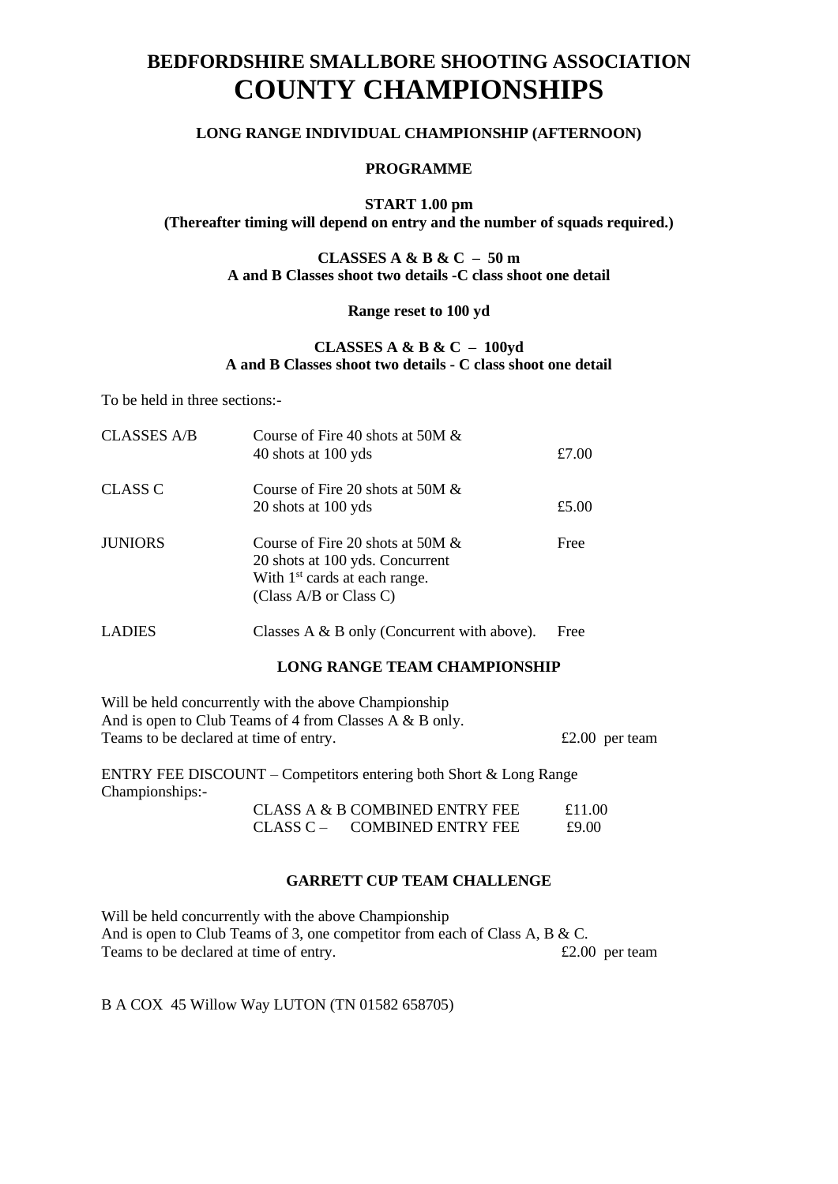# BEDFORDSHIRE SMALLBORE SHOOTING ASSOCIATION
# COUNTY CHAMPIONSHIPS

**LONG RANGE INDIVIDUAL CHAMPIONSHIP (AFTERNOON)**

**PROGRAMME**

**START 1.00 pm**
**(Thereafter timing will depend on entry and the number of squads required.)**

**CLASSES A & B & C – 50 m**
**A and B Classes shoot two details -C class shoot one detail**

**Range reset to 100 yd**

**CLASSES A & B & C – 100yd**
**A and B Classes shoot two details - C class shoot one detail**

To be held in three sections:-

| | | |
|---|---|---|
| CLASSES A/B | Course of Fire 40 shots at 50M & 40 shots at 100 yds | £7.00 |
| CLASS C | Course of Fire 20 shots at 50M & 20 shots at 100 yds | £5.00 |
| JUNIORS | Course of Fire 20 shots at 50M & 20 shots at 100 yds. Concurrent With 1st cards at each range. (Class A/B or Class C) | Free |
| LADIES | Classes A & B only (Concurrent with above). | Free |

**LONG RANGE TEAM CHAMPIONSHIP**

Will be held concurrently with the above Championship
And is open to Club Teams of 4 from Classes A & B only.
Teams to be declared at time of entry. £2.00 per team

ENTRY FEE DISCOUNT – Competitors entering both Short & Long Range Championships:-

| | |
|---|---|
| CLASS A & B COMBINED ENTRY FEE | £11.00 |
| CLASS C – COMBINED ENTRY FEE | £9.00 |

**GARRETT CUP TEAM CHALLENGE**

Will be held concurrently with the above Championship
And is open to Club Teams of 3, one competitor from each of Class A, B & C.
Teams to be declared at time of entry. £2.00 per team

B A COX 45 Willow Way LUTON (TN 01582 658705)